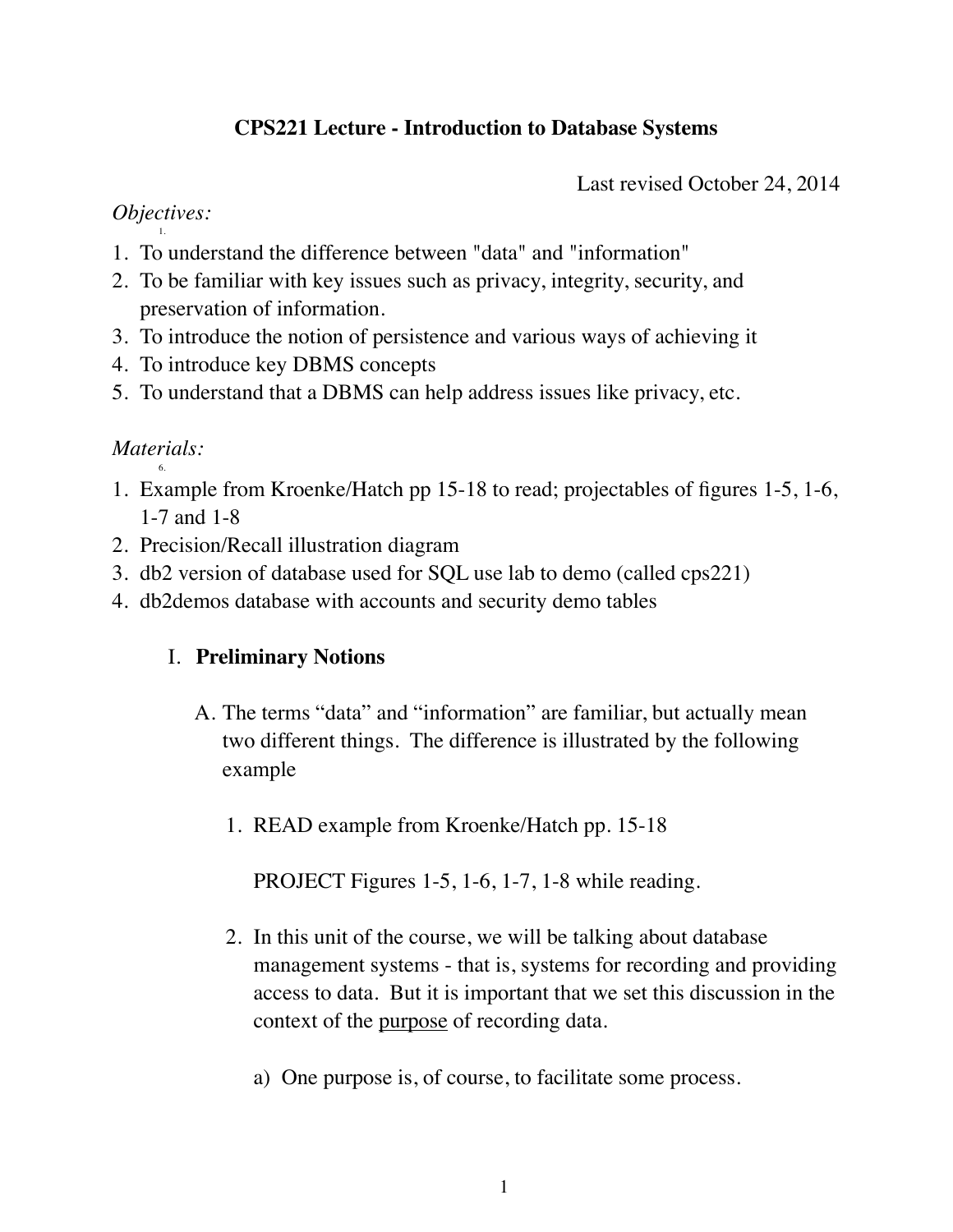# CPS221 Lecture - Introduction to Database Systems

Last revised October 24, 2014

*Objectives:*

1. To understand the difference between "data" and "information"
2. To be familiar with key issues such as privacy, integrity, security, and preservation of information.
3. To introduce the notion of persistence and various ways of achieving it
4. To introduce key DBMS concepts
5. To understand that a DBMS can help address issues like privacy, etc.

*Materials:*

1. Example from Kroenke/Hatch pp 15-18 to read; projectables of figures 1-5, 1-6, 1-7 and 1-8
2. Precision/Recall illustration diagram
3. db2 version of database used for SQL use lab to demo (called cps221)
4. db2demos database with accounts and security demo tables

## I. **Preliminary Notions**

A. The terms “data” and “information” are familiar, but actually mean two different things. The difference is illustrated by the following example

1. READ example from Kroenke/Hatch pp. 15-18

   PROJECT Figures 1-5, 1-6, 1-7, 1-8 while reading.

2. In this unit of the course, we will be talking about database management systems - that is, systems for recording and providing access to data. But it is important that we set this discussion in the context of the <u>purpose</u> of recording data.

   a) One purpose is, of course, to facilitate some process.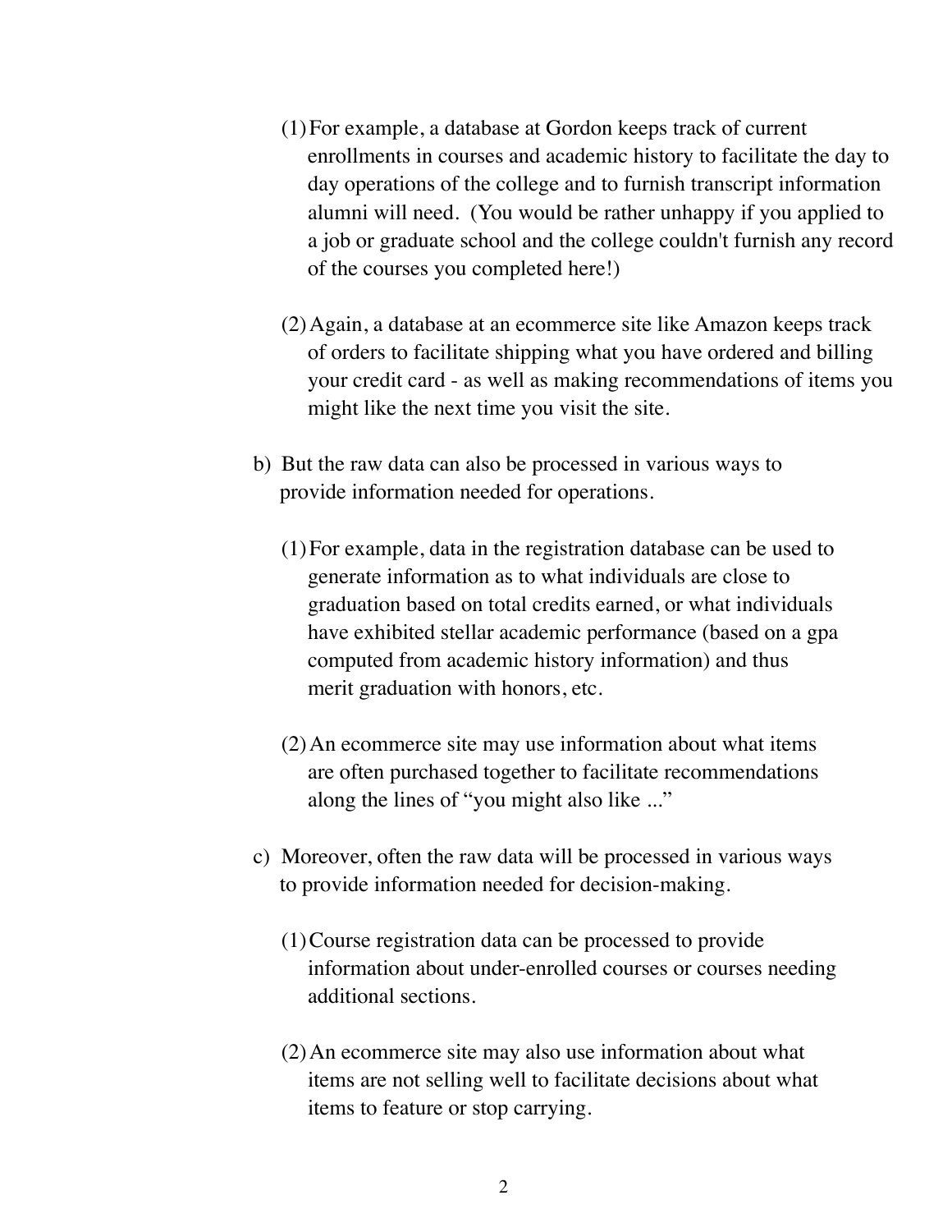(1) For example, a database at Gordon keeps track of current enrollments in courses and academic history to facilitate the day to day operations of the college and to furnish transcript information alumni will need. (You would be rather unhappy if you applied to a job or graduate school and the college couldn't furnish any record of the courses you completed here!)

   (2) Again, a database at an ecommerce site like Amazon keeps track of orders to facilitate shipping what you have ordered and billing your credit card - as well as making recommendations of items you might like the next time you visit the site.

b) But the raw data can also be processed in various ways to provide information needed for operations.

   (1) For example, data in the registration database can be used to generate information as to what individuals are close to graduation based on total credits earned, or what individuals have exhibited stellar academic performance (based on a gpa computed from academic history information) and thus merit graduation with honors, etc.

   (2) An ecommerce site may use information about what items are often purchased together to facilitate recommendations along the lines of "you might also like ..."

c) Moreover, often the raw data will be processed in various ways to provide information needed for decision-making.

   (1) Course registration data can be processed to provide information about under-enrolled courses or courses needing additional sections.

   (2) An ecommerce site may also use information about what items are not selling well to facilitate decisions about what items to feature or stop carrying.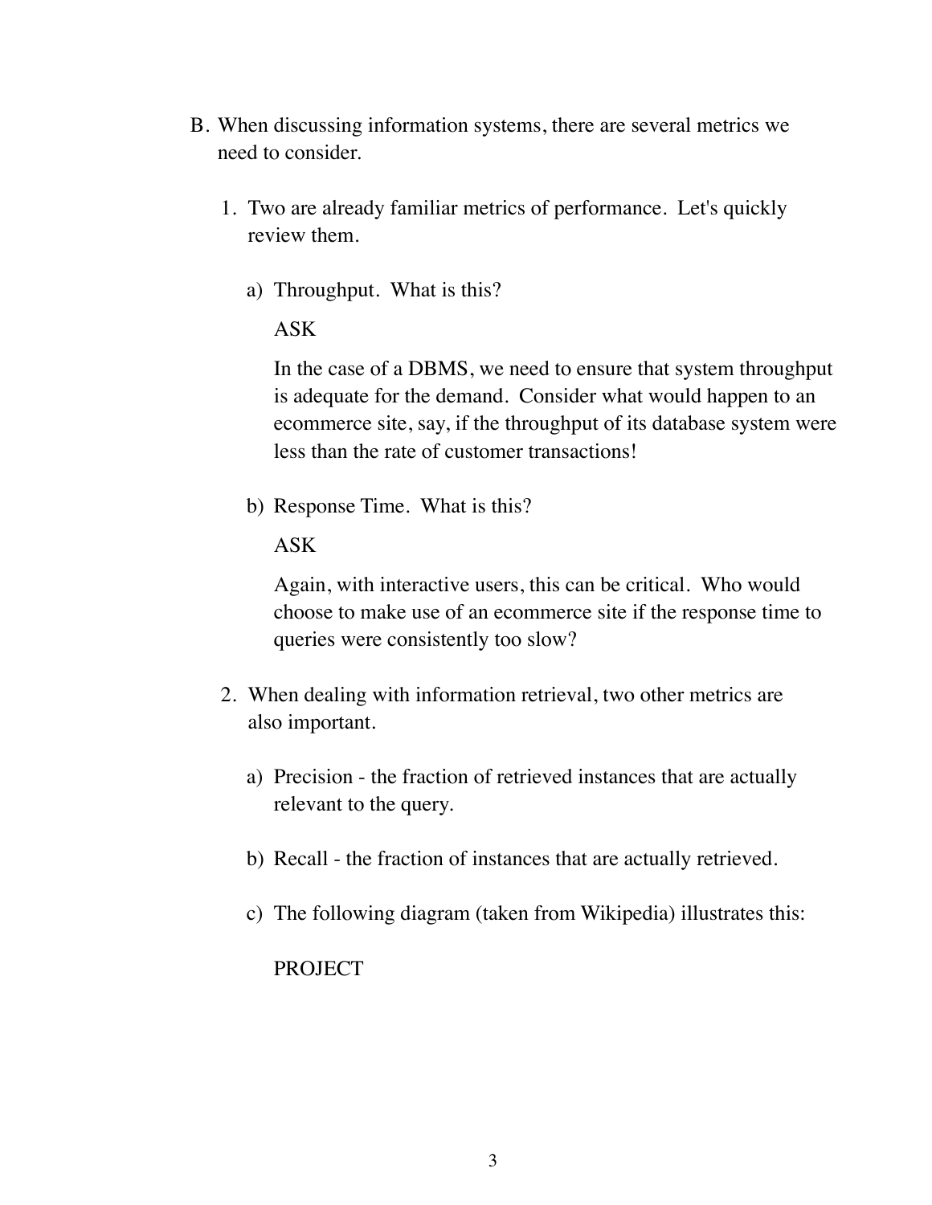B. When discussing information systems, there are several metrics we need to consider.

   1. Two are already familiar metrics of performance. Let's quickly review them.

      a) Throughput. What is this?

         ASK

         In the case of a DBMS, we need to ensure that system throughput is adequate for the demand. Consider what would happen to an ecommerce site, say, if the throughput of its database system were less than the rate of customer transactions!

      b) Response Time. What is this?

         ASK

         Again, with interactive users, this can be critical. Who would choose to make use of an ecommerce site if the response time to queries were consistently too slow?

   2. When dealing with information retrieval, two other metrics are also important.

      a) Precision - the fraction of retrieved instances that are actually relevant to the query.

      b) Recall - the fraction of instances that are actually retrieved.

      c) The following diagram (taken from Wikipedia) illustrates this:

         PROJECT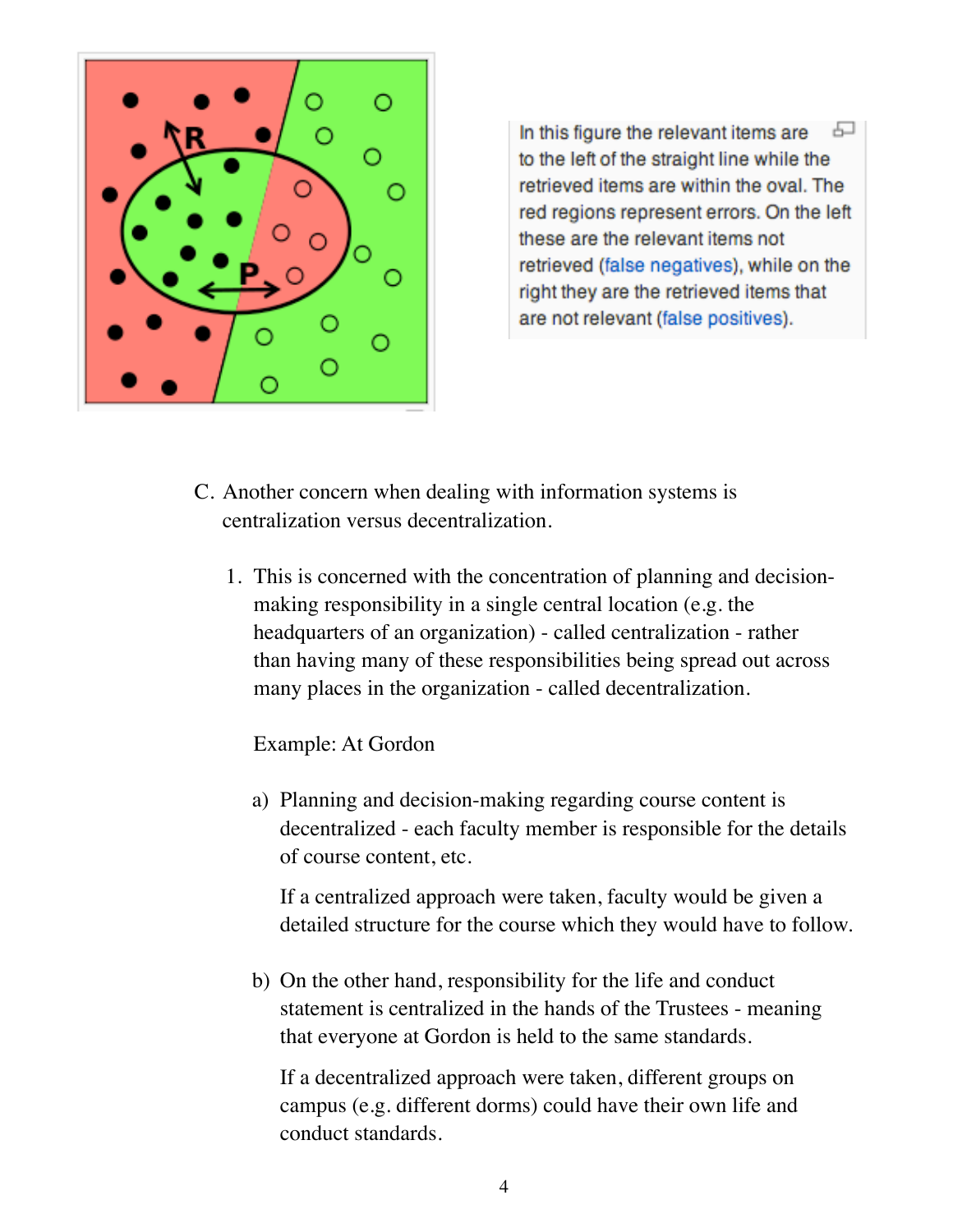In this figure the relevant items are to the left of the straight line while the retrieved items are within the oval. The red regions represent errors. On the left these are the relevant items not retrieved (false negatives), while on the right they are the retrieved items that are not relevant (false positives).

C. Another concern when dealing with information systems is centralization versus decentralization.

1. This is concerned with the concentration of planning and decision-making responsibility in a single central location (e.g. the headquarters of an organization) - called centralization - rather than having many of these responsibilities being spread out across many places in the organization - called decentralization.

   Example: At Gordon

   a) Planning and decision-making regarding course content is decentralized - each faculty member is responsible for the details of course content, etc.

      If a centralized approach were taken, faculty would be given a detailed structure for the course which they would have to follow.

   b) On the other hand, responsibility for the life and conduct statement is centralized in the hands of the Trustees - meaning that everyone at Gordon is held to the same standards.

      If a decentralized approach were taken, different groups on campus (e.g. different dorms) could have their own life and conduct standards.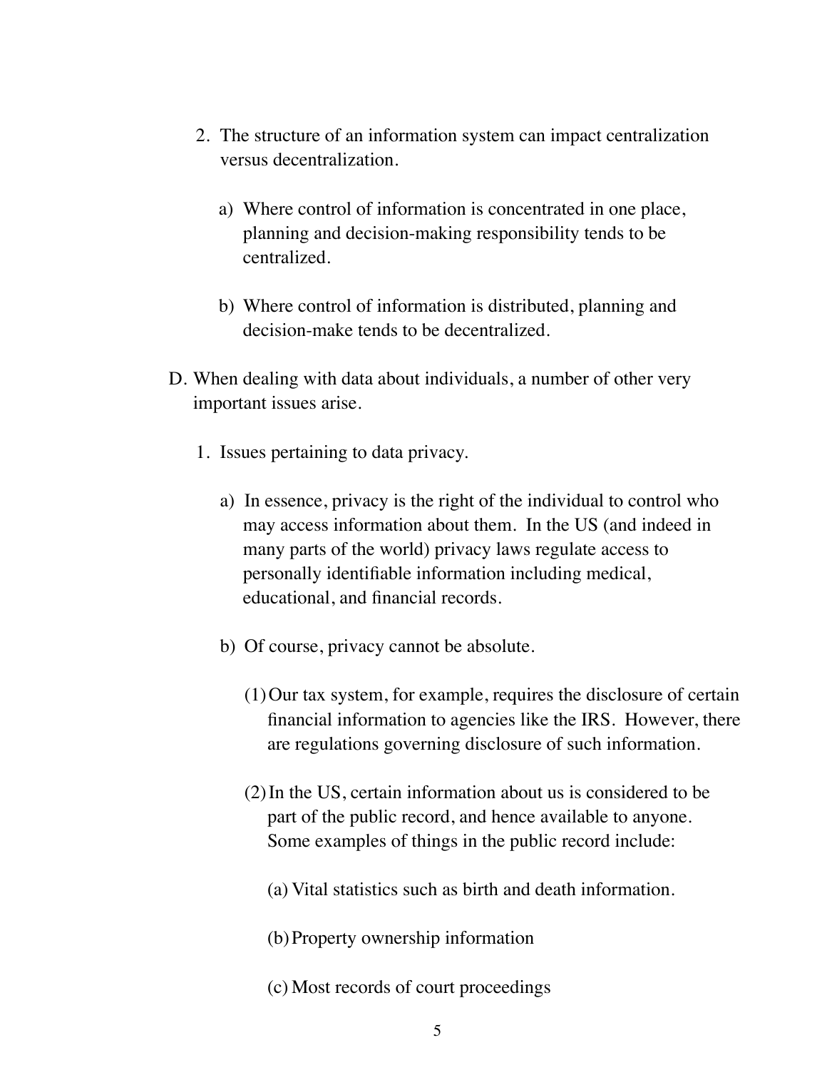2. The structure of an information system can impact centralization versus decentralization.

   a) Where control of information is concentrated in one place, planning and decision-making responsibility tends to be centralized.

   b) Where control of information is distributed, planning and decision-make tends to be decentralized.

D. When dealing with data about individuals, a number of other very important issues arise.

   1. Issues pertaining to data privacy.

      a) In essence, privacy is the right of the individual to control who may access information about them. In the US (and indeed in many parts of the world) privacy laws regulate access to personally identifiable information including medical, educational, and financial records.

      b) Of course, privacy cannot be absolute.

         (1) Our tax system, for example, requires the disclosure of certain financial information to agencies like the IRS. However, there are regulations governing disclosure of such information.

         (2) In the US, certain information about us is considered to be part of the public record, and hence available to anyone. Some examples of things in the public record include:

            (a) Vital statistics such as birth and death information.

            (b) Property ownership information

            (c) Most records of court proceedings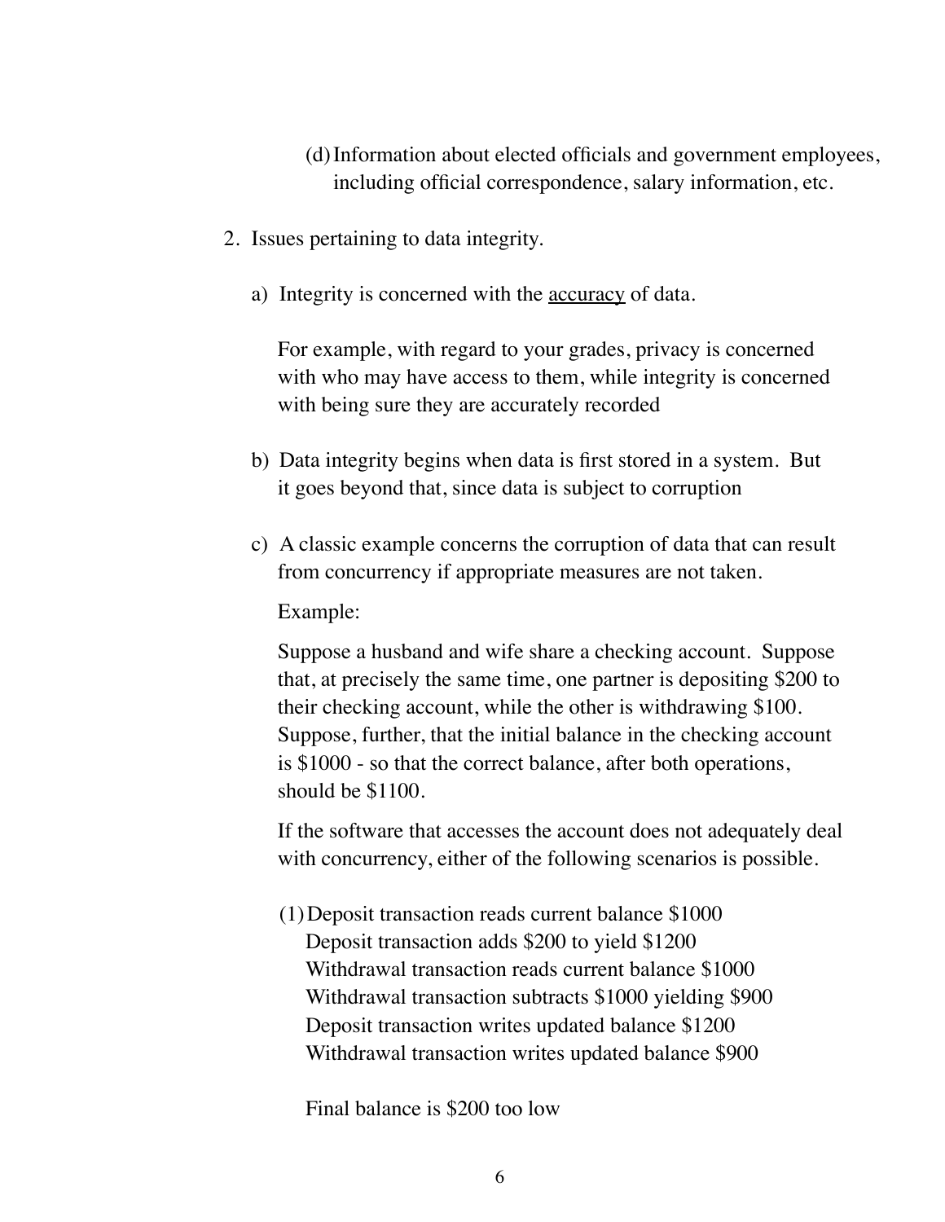(d) Information about elected officials and government employees, including official correspondence, salary information, etc.

2. Issues pertaining to data integrity.

   a) Integrity is concerned with the <u>accuracy</u> of data.

      For example, with regard to your grades, privacy is concerned with who may have access to them, while integrity is concerned with being sure they are accurately recorded

   b) Data integrity begins when data is first stored in a system. But it goes beyond that, since data is subject to corruption

   c) A classic example concerns the corruption of data that can result from concurrency if appropriate measures are not taken.

      Example:

      Suppose a husband and wife share a checking account. Suppose that, at precisely the same time, one partner is depositing $200 to their checking account, while the other is withdrawing $100. Suppose, further, that the initial balance in the checking account is $1000 - so that the correct balance, after both operations, should be $1100.

      If the software that accesses the account does not adequately deal with concurrency, either of the following scenarios is possible.

      (1) Deposit transaction reads current balance $1000
          Deposit transaction adds $200 to yield $1200
          Withdrawal transaction reads current balance $1000
          Withdrawal transaction subtracts $1000 yielding $900
          Deposit transaction writes updated balance $1200
          Withdrawal transaction writes updated balance $900

          Final balance is $200 too low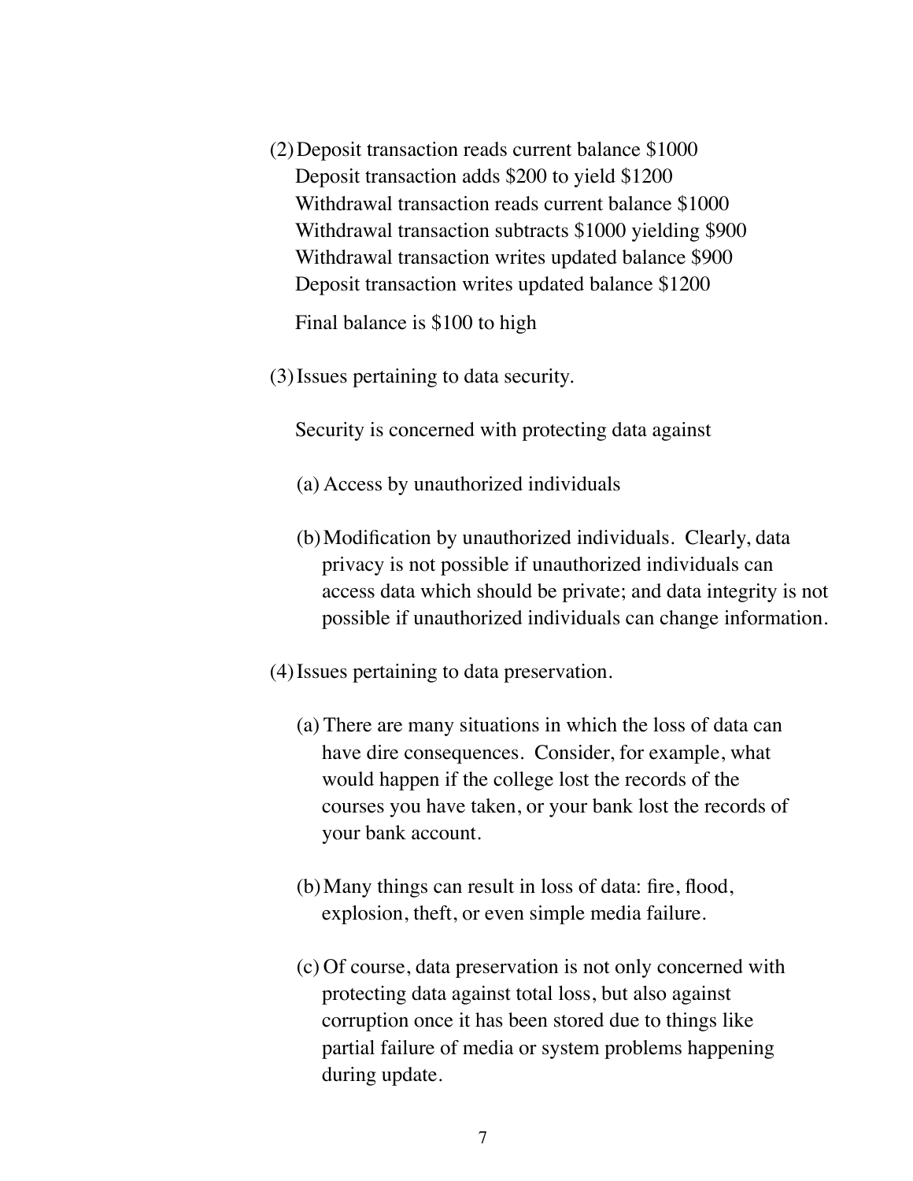(2) Deposit transaction reads current balance $1000
    Deposit transaction adds $200 to yield $1200
    Withdrawal transaction reads current balance $1000
    Withdrawal transaction subtracts $1000 yielding $900
    Withdrawal transaction writes updated balance $900
    Deposit transaction writes updated balance $1200

    Final balance is $100 to high

(3) Issues pertaining to data security.

    Security is concerned with protecting data against

    (a) Access by unauthorized individuals

    (b) Modification by unauthorized individuals. Clearly, data privacy is not possible if unauthorized individuals can access data which should be private; and data integrity is not possible if unauthorized individuals can change information.

(4) Issues pertaining to data preservation.

    (a) There are many situations in which the loss of data can have dire consequences. Consider, for example, what would happen if the college lost the records of the courses you have taken, or your bank lost the records of your bank account.

    (b) Many things can result in loss of data: fire, flood, explosion, theft, or even simple media failure.

    (c) Of course, data preservation is not only concerned with protecting data against total loss, but also against corruption once it has been stored due to things like partial failure of media or system problems happening during update.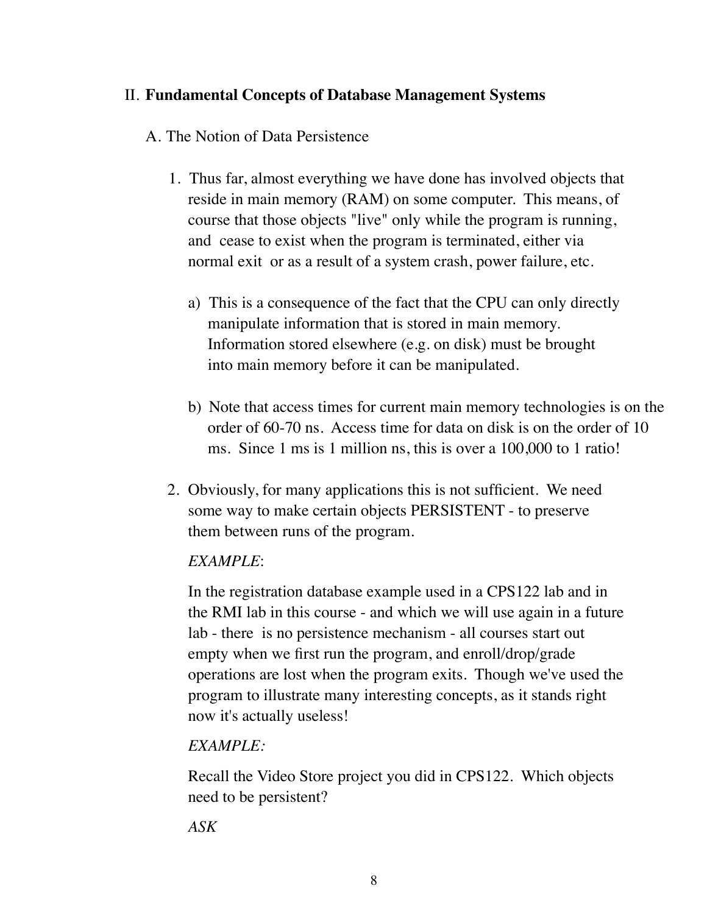## II. **Fundamental Concepts of Database Management Systems**

### A. The Notion of Data Persistence

1. Thus far, almost everything we have done has involved objects that reside in main memory (RAM) on some computer. This means, of course that those objects "live" only while the program is running, and cease to exist when the program is terminated, either via normal exit or as a result of a system crash, power failure, etc.

   a) This is a consequence of the fact that the CPU can only directly manipulate information that is stored in main memory. Information stored elsewhere (e.g. on disk) must be brought into main memory before it can be manipulated.

   b) Note that access times for current main memory technologies is on the order of 60-70 ns. Access time for data on disk is on the order of 10 ms. Since 1 ms is 1 million ns, this is over a 100,000 to 1 ratio!

2. Obviously, for many applications this is not sufficient. We need some way to make certain objects PERSISTENT - to preserve them between runs of the program.

   *EXAMPLE*:

   In the registration database example used in a CPS122 lab and in the RMI lab in this course - and which we will use again in a future lab - there is no persistence mechanism - all courses start out empty when we first run the program, and enroll/drop/grade operations are lost when the program exits. Though we've used the program to illustrate many interesting concepts, as it stands right now it's actually useless!

   *EXAMPLE:*

   Recall the Video Store project you did in CPS122. Which objects need to be persistent?

   *ASK*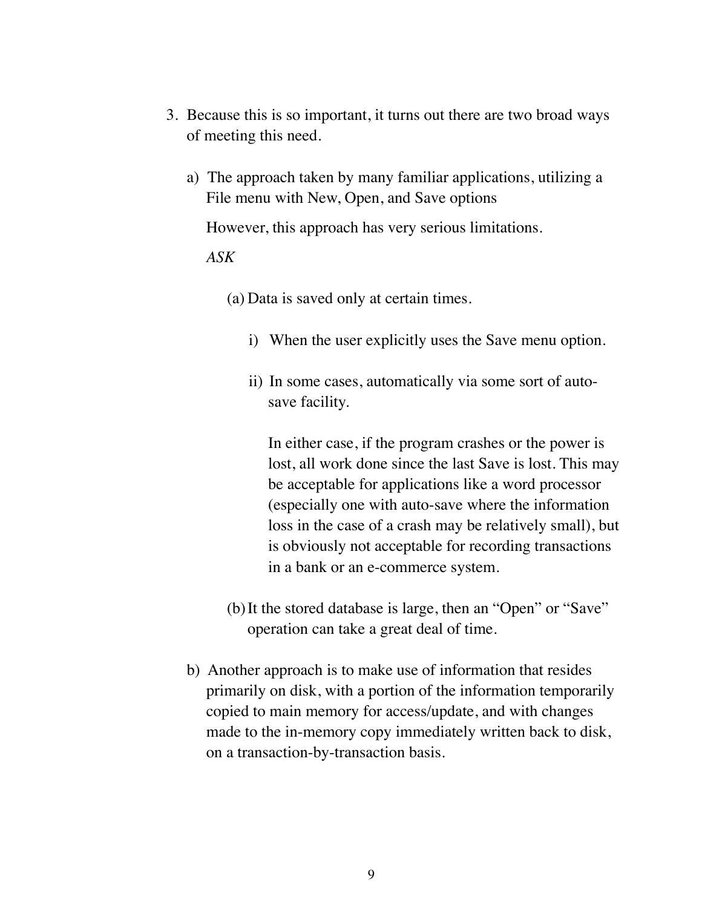3. Because this is so important, it turns out there are two broad ways of meeting this need.

    a) The approach taken by many familiar applications, utilizing a File menu with New, Open, and Save options

        However, this approach has very serious limitations.

        *ASK*

        (a) Data is saved only at certain times.

            i) When the user explicitly uses the Save menu option.

            ii) In some cases, automatically via some sort of auto-save facility.

                In either case, if the program crashes or the power is lost, all work done since the last Save is lost. This may be acceptable for applications like a word processor (especially one with auto-save where the information loss in the case of a crash may be relatively small), but is obviously not acceptable for recording transactions in a bank or an e-commerce system.

        (b) It the stored database is large, then an "Open" or "Save" operation can take a great deal of time.

    b) Another approach is to make use of information that resides primarily on disk, with a portion of the information temporarily copied to main memory for access/update, and with changes made to the in-memory copy immediately written back to disk, on a transaction-by-transaction basis.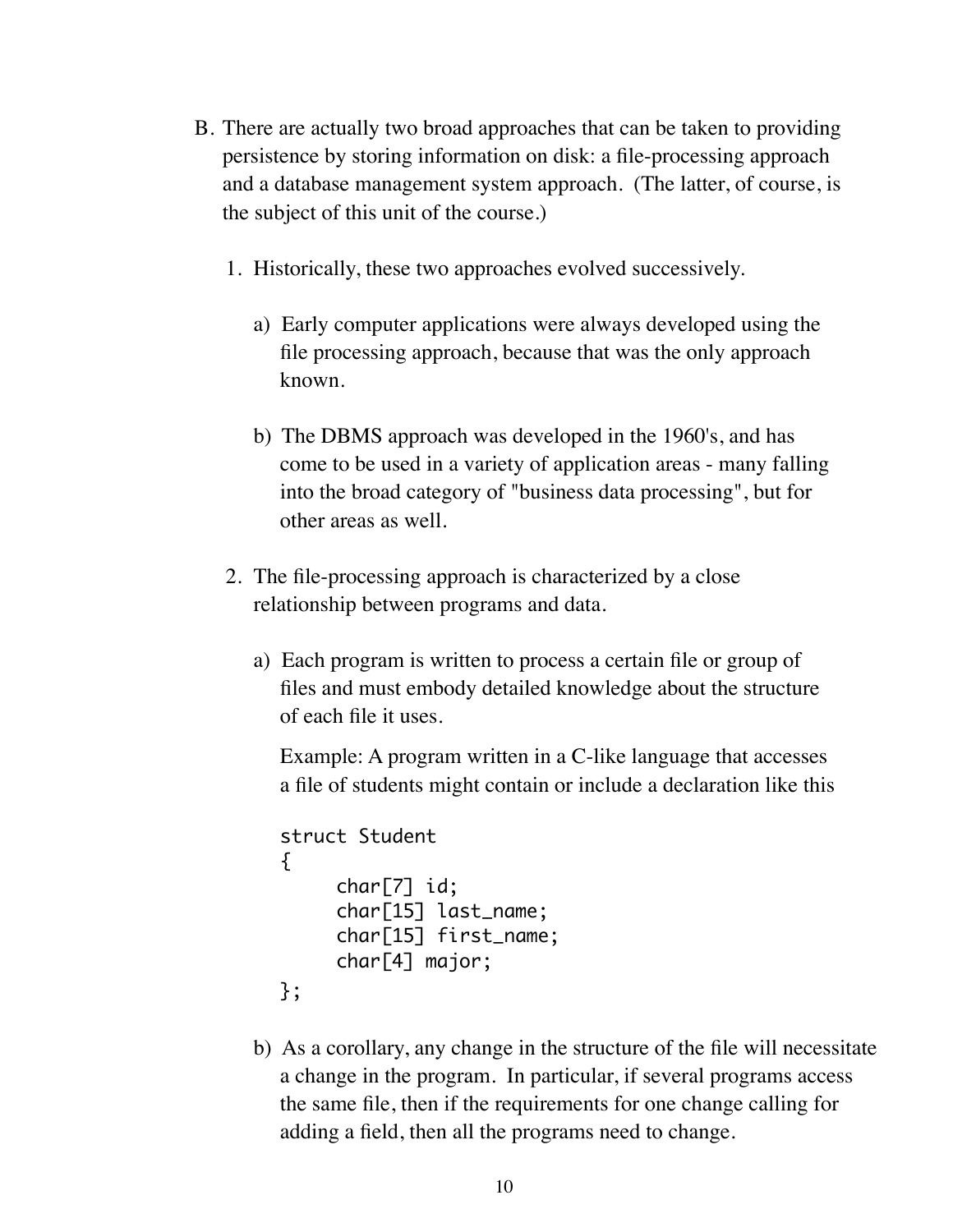B. There are actually two broad approaches that can be taken to providing persistence by storing information on disk: a file-processing approach and a database management system approach. (The latter, of course, is the subject of this unit of the course.)

1. Historically, these two approaches evolved successively.

   a) Early computer applications were always developed using the file processing approach, because that was the only approach known.

   b) The DBMS approach was developed in the 1960's, and has come to be used in a variety of application areas - many falling into the broad category of "business data processing", but for other areas as well.

2. The file-processing approach is characterized by a close relationship between programs and data.

   a) Each program is written to process a certain file or group of files and must embody detailed knowledge about the structure of each file it uses.

      Example: A program written in a C-like language that accesses a file of students might contain or include a declaration like this

```
struct Student
{
     char[7] id;
     char[15] last_name;
     char[15] first_name;
     char[4] major;
};
```

   b) As a corollary, any change in the structure of the file will necessitate a change in the program. In particular, if several programs access the same file, then if the requirements for one change calling for adding a field, then all the programs need to change.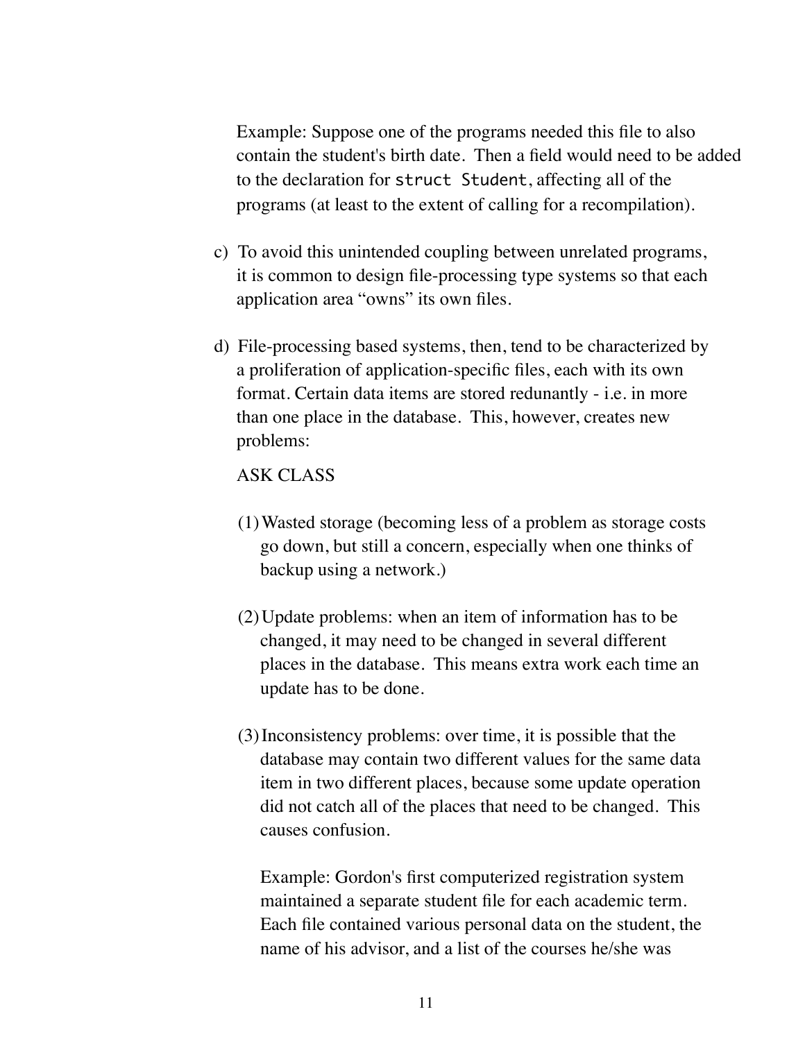Example: Suppose one of the programs needed this file to also contain the student's birth date. Then a field would need to be added to the declaration for `struct Student`, affecting all of the programs (at least to the extent of calling for a recompilation).

c) To avoid this unintended coupling between unrelated programs, it is common to design file-processing type systems so that each application area "owns" its own files.

d) File-processing based systems, then, tend to be characterized by a proliferation of application-specific files, each with its own format. Certain data items are stored redundantly - i.e. in more than one place in the database. This, however, creates new problems:

   ASK CLASS

   (1) Wasted storage (becoming less of a problem as storage costs go down, but still a concern, especially when one thinks of backup using a network.)

   (2) Update problems: when an item of information has to be changed, it may need to be changed in several different places in the database. This means extra work each time an update has to be done.

   (3) Inconsistency problems: over time, it is possible that the database may contain two different values for the same data item in two different places, because some update operation did not catch all of the places that need to be changed. This causes confusion.

      Example: Gordon's first computerized registration system maintained a separate student file for each academic term. Each file contained various personal data on the student, the name of his advisor, and a list of the courses he/she was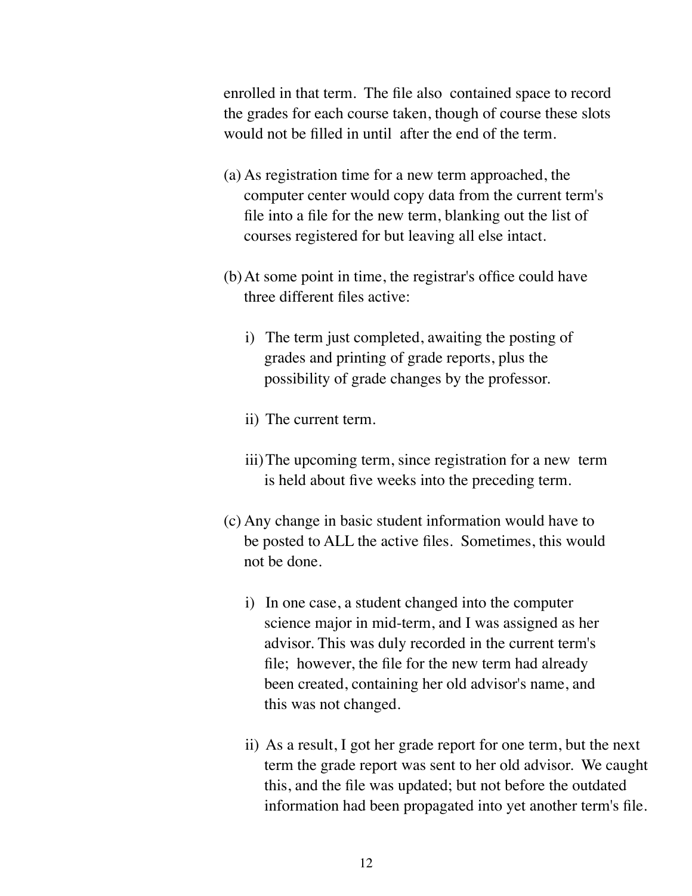enrolled in that term. The file also contained space to record the grades for each course taken, though of course these slots would not be filled in until after the end of the term.

(a) As registration time for a new term approached, the computer center would copy data from the current term's file into a file for the new term, blanking out the list of courses registered for but leaving all else intact.

(b) At some point in time, the registrar's office could have three different files active:

   i) The term just completed, awaiting the posting of grades and printing of grade reports, plus the possibility of grade changes by the professor.

   ii) The current term.

   iii) The upcoming term, since registration for a new term is held about five weeks into the preceding term.

(c) Any change in basic student information would have to be posted to ALL the active files. Sometimes, this would not be done.

   i) In one case, a student changed into the computer science major in mid-term, and I was assigned as her advisor. This was duly recorded in the current term's file; however, the file for the new term had already been created, containing her old advisor's name, and this was not changed.

   ii) As a result, I got her grade report for one term, but the next term the grade report was sent to her old advisor. We caught this, and the file was updated; but not before the outdated information had been propagated into yet another term's file.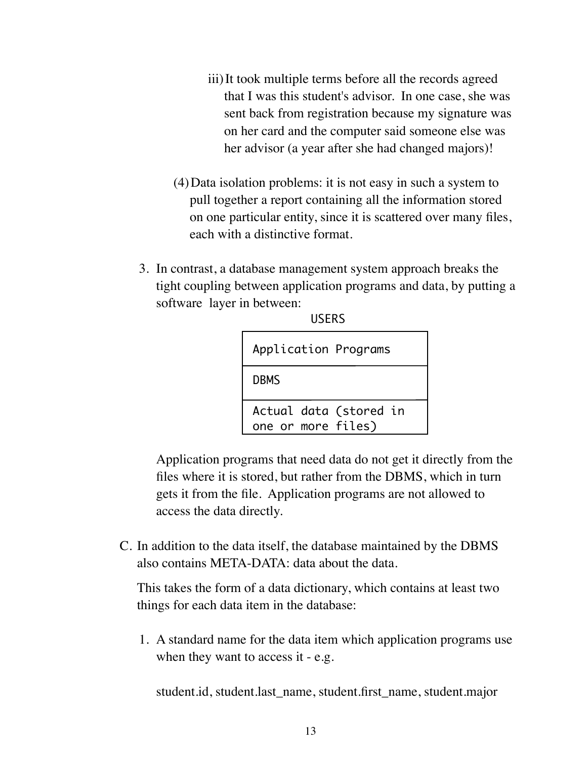iii) It took multiple terms before all the records agreed that I was this student's advisor. In one case, she was sent back from registration because my signature was on her card and the computer said someone else was her advisor (a year after she had changed majors)!

(4) Data isolation problems: it is not easy in such a system to pull together a report containing all the information stored on one particular entity, since it is scattered over many files, each with a distinctive format.

3. In contrast, a database management system approach breaks the tight coupling between application programs and data, by putting a software layer in between:

```
                USERS
+--------------------------------+
| Application Programs           |
+--------------------------------+
| DBMS                           |
+--------------------------------+
| Actual data (stored in         |
| one or more files)             |
+--------------------------------+
```

Application programs that need data do not get it directly from the files where it is stored, but rather from the DBMS, which in turn gets it from the file. Application programs are not allowed to access the data directly.

C. In addition to the data itself, the database maintained by the DBMS also contains META-DATA: data about the data.

This takes the form of a data dictionary, which contains at least two things for each data item in the database:

1. A standard name for the data item which application programs use when they want to access it - e.g.

student.id, student.last_name, student.first_name, student.major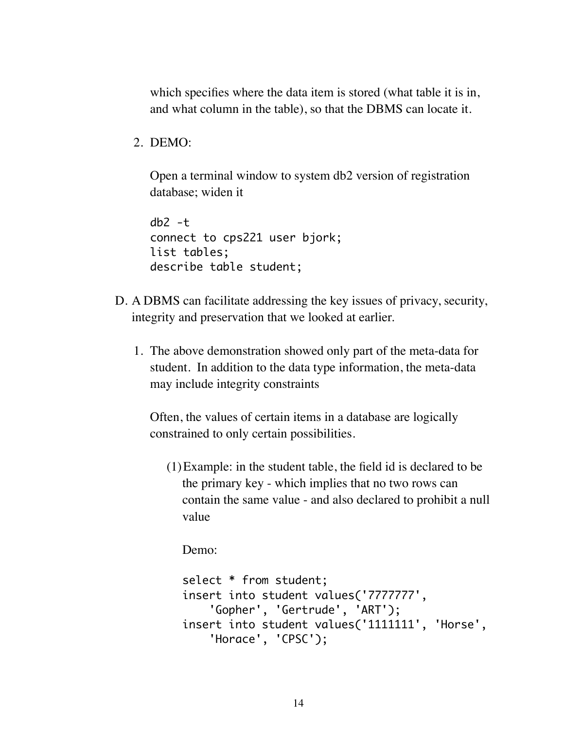which specifies where the data item is stored (what table it is in, and what column in the table), so that the DBMS can locate it.

2. DEMO:

   Open a terminal window to system db2 version of registration database; widen it

   ```
   db2 -t
   connect to cps221 user bjork;
   list tables;
   describe table student;
   ```

D. A DBMS can facilitate addressing the key issues of privacy, security, integrity and preservation that we looked at earlier.

1. The above demonstration showed only part of the meta-data for student. In addition to the data type information, the meta-data may include integrity constraints

   Often, the values of certain items in a database are logically constrained to only certain possibilities.

   (1) Example: in the student table, the field id is declared to be the primary key - which implies that no two rows can contain the same value - and also declared to prohibit a null value

   Demo:

   ```
   select * from student;
   insert into student values('7777777',
       'Gopher', 'Gertrude', 'ART');
   insert into student values('1111111', 'Horse',
       'Horace', 'CPSC');
   ```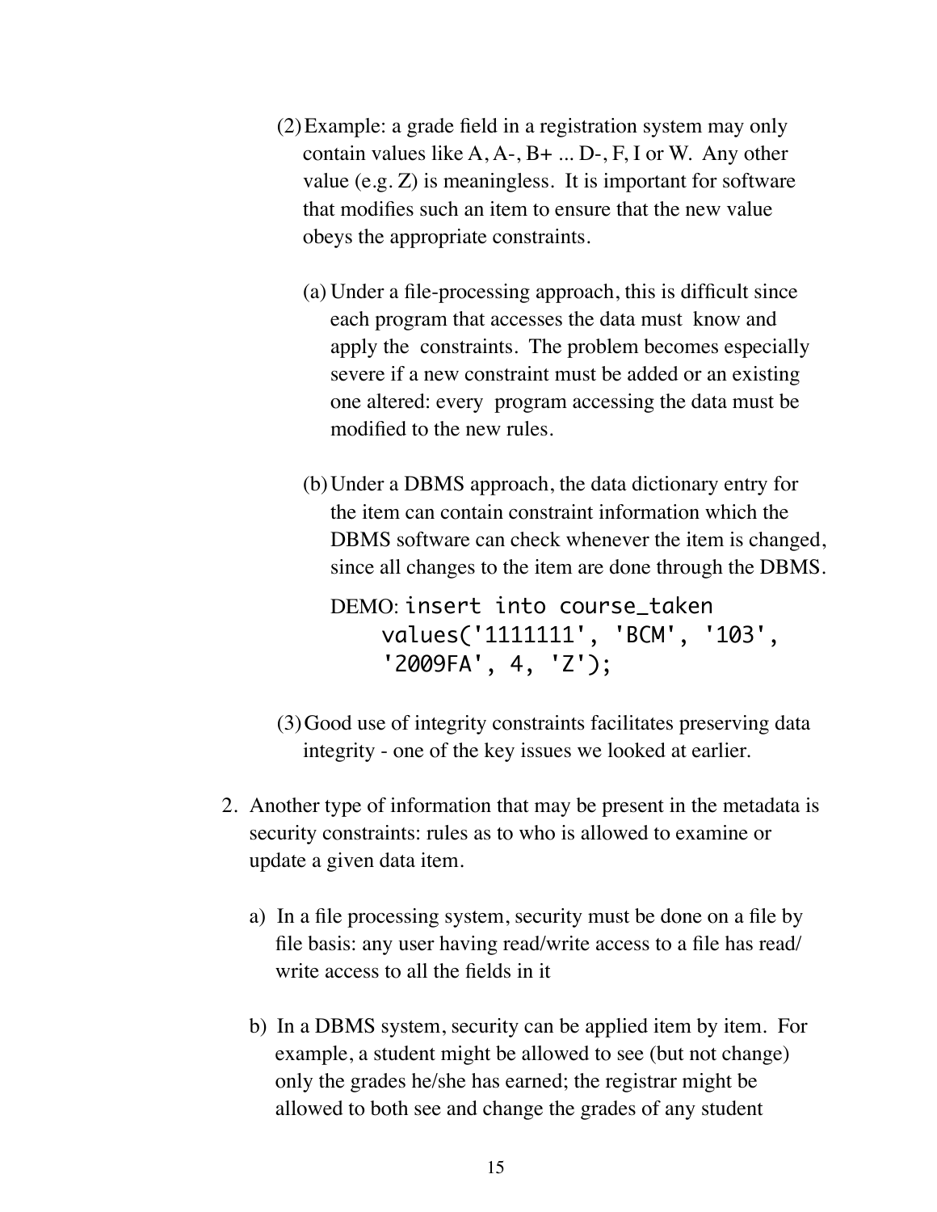(2) Example: a grade field in a registration system may only contain values like A, A-, B+ ... D-, F, I or W. Any other value (e.g. Z) is meaningless. It is important for software that modifies such an item to ensure that the new value obeys the appropriate constraints.

   (a) Under a file-processing approach, this is difficult since each program that accesses the data must know and apply the constraints. The problem becomes especially severe if a new constraint must be added or an existing one altered: every program accessing the data must be modified to the new rules.

   (b) Under a DBMS approach, the data dictionary entry for the item can contain constraint information which the DBMS software can check whenever the item is changed, since all changes to the item are done through the DBMS.

   DEMO:
   ```
   insert into course_taken
       values('1111111', 'BCM', '103',
       '2009FA', 4, 'Z');
   ```

(3) Good use of integrity constraints facilitates preserving data integrity - one of the key issues we looked at earlier.

2. Another type of information that may be present in the metadata is security constraints: rules as to who is allowed to examine or update a given data item.

   a) In a file processing system, security must be done on a file by file basis: any user having read/write access to a file has read/write access to all the fields in it

   b) In a DBMS system, security can be applied item by item. For example, a student might be allowed to see (but not change) only the grades he/she has earned; the registrar might be allowed to both see and change the grades of any student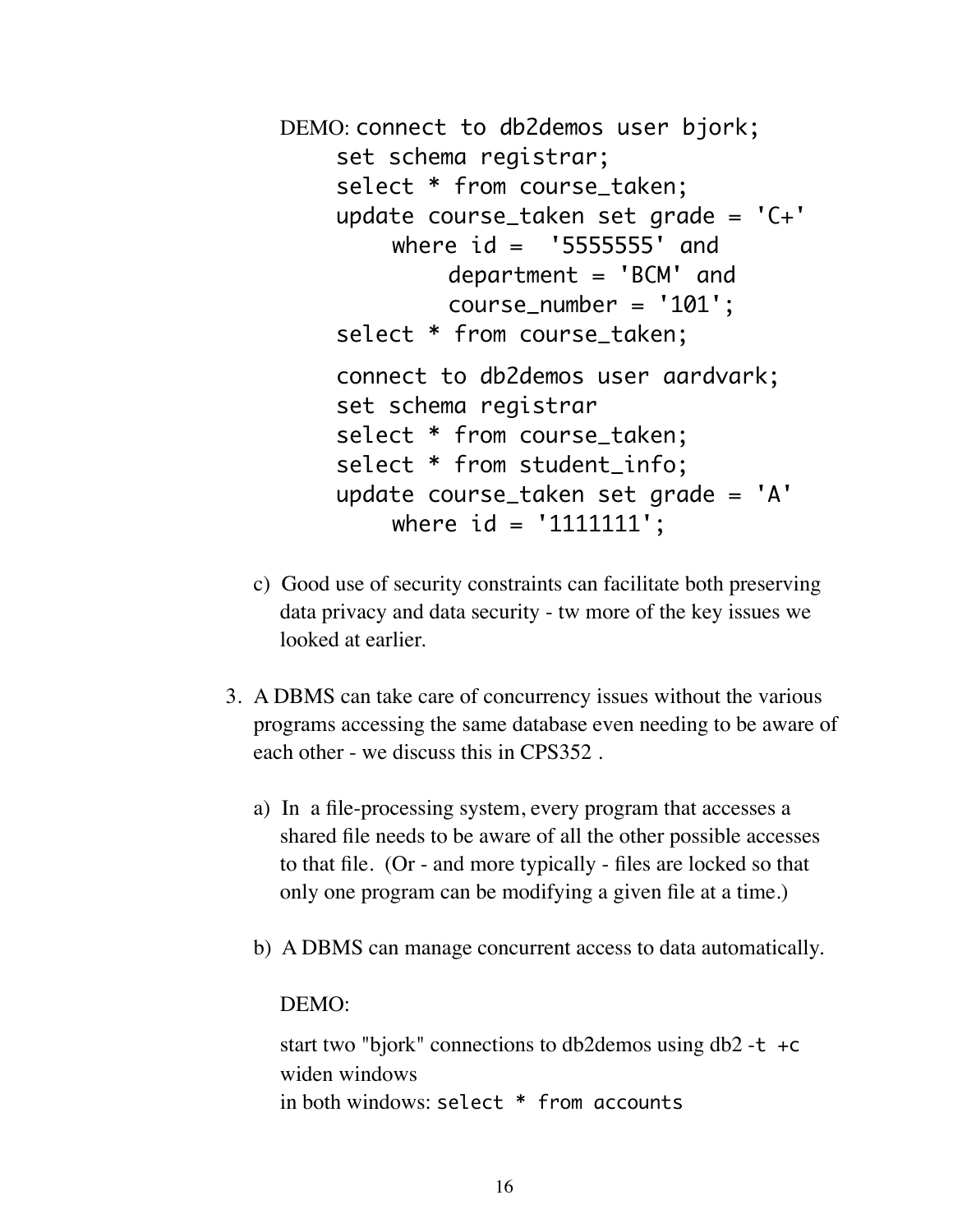DEMO:

```
connect to db2demos user bjork;
     set schema registrar;
     select * from course_taken;
     update course_taken set grade = 'C+'
          where id =  '5555555' and
               department = 'BCM' and
               course_number = '101';
     select * from course_taken;

     connect to db2demos user aardvark;
     set schema registrar
     select * from course_taken;
     select * from student_info;
     update course_taken set grade = 'A'
          where id = '1111111';
```

c) Good use of security constraints can facilitate both preserving data privacy and data security - tw more of the key issues we looked at earlier.

3. A DBMS can take care of concurrency issues without the various programs accessing the same database even needing to be aware of each other - we discuss this in CPS352 .

   a) In a file-processing system, every program that accesses a shared file needs to be aware of all the other possible accesses to that file. (Or - and more typically - files are locked so that only one program can be modifying a given file at a time.)

   b) A DBMS can manage concurrent access to data automatically.

      DEMO:

      start two "bjork" connections to db2demos using db2 `-t +c`
      widen windows
      in both windows: `select * from accounts`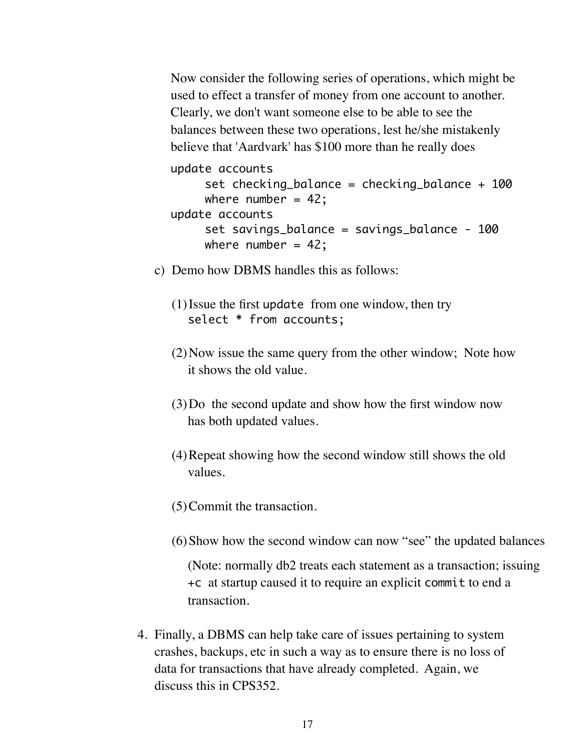Now consider the following series of operations, which might be used to effect a transfer of money from one account to another. Clearly, we don't want someone else to be able to see the balances between these two operations, lest he/she mistakenly believe that 'Aardvark' has $100 more than he really does

```
update accounts
     set checking_balance = checking_balance + 100
     where number = 42;
update accounts
     set savings_balance = savings_balance - 100
     where number = 42;
```

c) Demo how DBMS handles this as follows:

(1) Issue the first `update` from one window, then try
`select * from accounts;`

(2) Now issue the same query from the other window; Note how it shows the old value.

(3) Do the second update and show how the first window now has both updated values.

(4) Repeat showing how the second window still shows the old values.

(5) Commit the transaction.

(6) Show how the second window can now "see" the updated balances

(Note: normally db2 treats each statement as a transaction; issuing `+c` at startup caused it to require an explicit `commit` to end a transaction.

4. Finally, a DBMS can help take care of issues pertaining to system crashes, backups, etc in such a way as to ensure there is no loss of data for transactions that have already completed. Again, we discuss this in CPS352.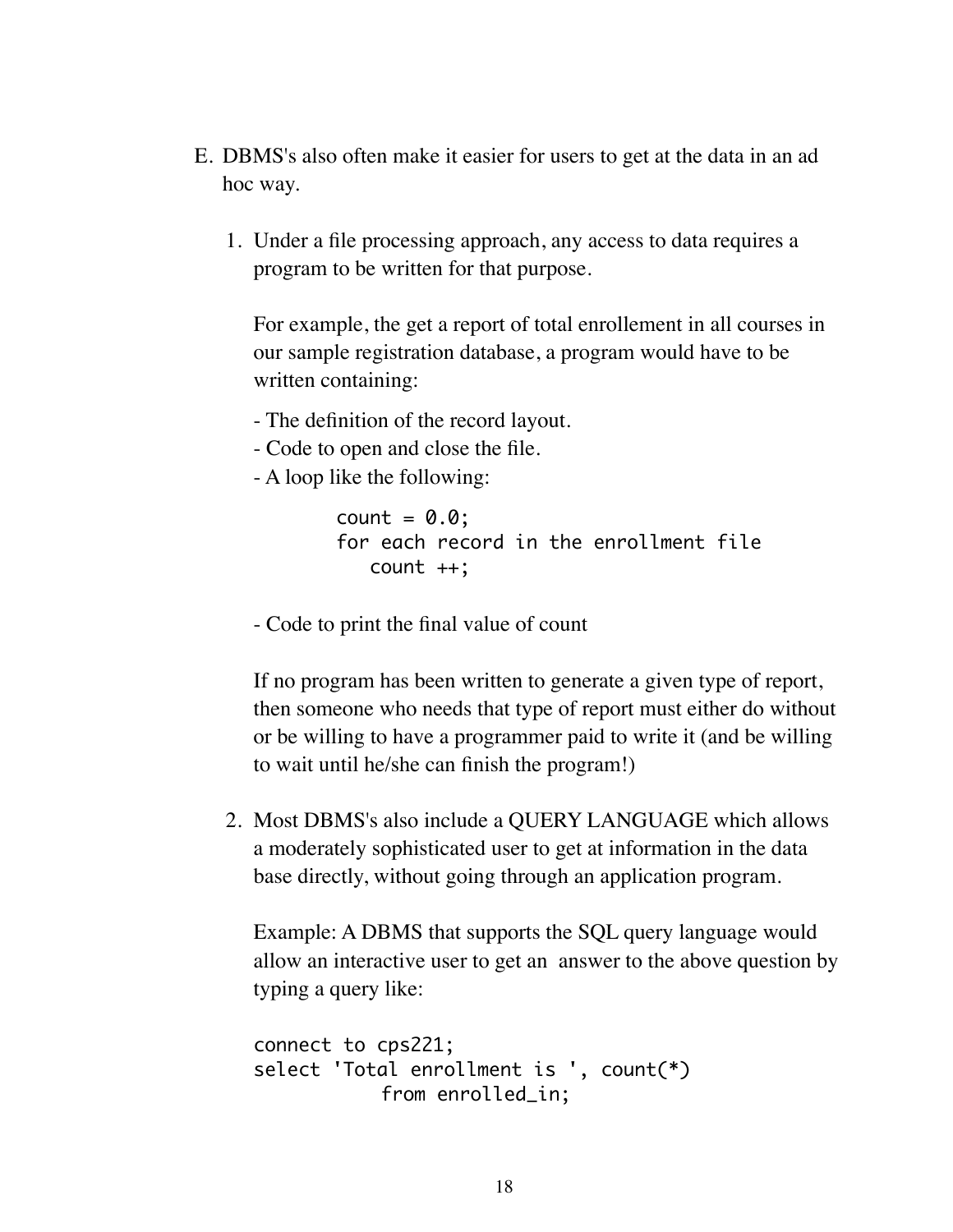E. DBMS's also often make it easier for users to get at the data in an ad hoc way.

1. Under a file processing approach, any access to data requires a program to be written for that purpose.

   For example, the get a report of total enrollement in all courses in our sample registration database, a program would have to be written containing:

   - The definition of the record layout.
   - Code to open and close the file.
   - A loop like the following:

   ```
   count = 0.0;
   for each record in the enrollment file
      count ++;
   ```

   - Code to print the final value of count

   If no program has been written to generate a given type of report, then someone who needs that type of report must either do without or be willing to have a programmer paid to write it (and be willing to wait until he/she can finish the program!)

2. Most DBMS's also include a QUERY LANGUAGE which allows a moderately sophisticated user to get at information in the data base directly, without going through an application program.

   Example: A DBMS that supports the SQL query language would allow an interactive user to get an answer to the above question by typing a query like:

   ```
   connect to cps221;
   select 'Total enrollment is ', count(*)
              from enrolled_in;
   ```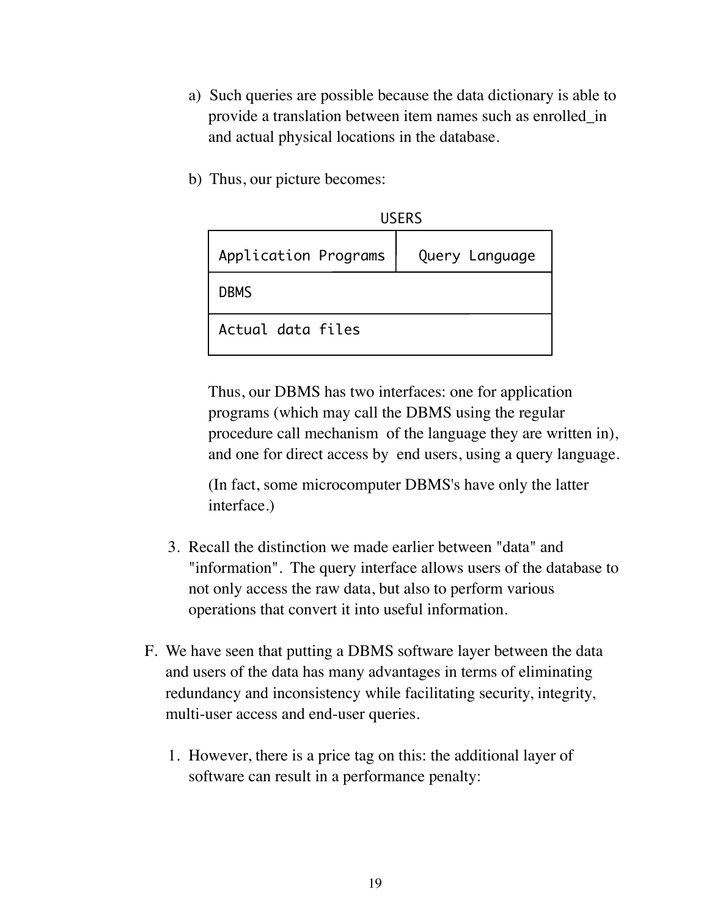a) Such queries are possible because the data dictionary is able to provide a translation between item names such as enrolled_in and actual physical locations in the database.

b) Thus, our picture becomes:

```
                    USERS
+------------------------------------------+
| Application Programs |  Query Language   |
+------------------------------------------+
| DBMS                                     |
+------------------------------------------+
| Actual data files                        |
+------------------------------------------+
```

Thus, our DBMS has two interfaces: one for application programs (which may call the DBMS using the regular procedure call mechanism of the language they are written in), and one for direct access by end users, using a query language.

(In fact, some microcomputer DBMS's have only the latter interface.)

3. Recall the distinction we made earlier between "data" and "information". The query interface allows users of the database to not only access the raw data, but also to perform various operations that convert it into useful information.

F. We have seen that putting a DBMS software layer between the data and users of the data has many advantages in terms of eliminating redundancy and inconsistency while facilitating security, integrity, multi-user access and end-user queries.

1. However, there is a price tag on this: the additional layer of software can result in a performance penalty: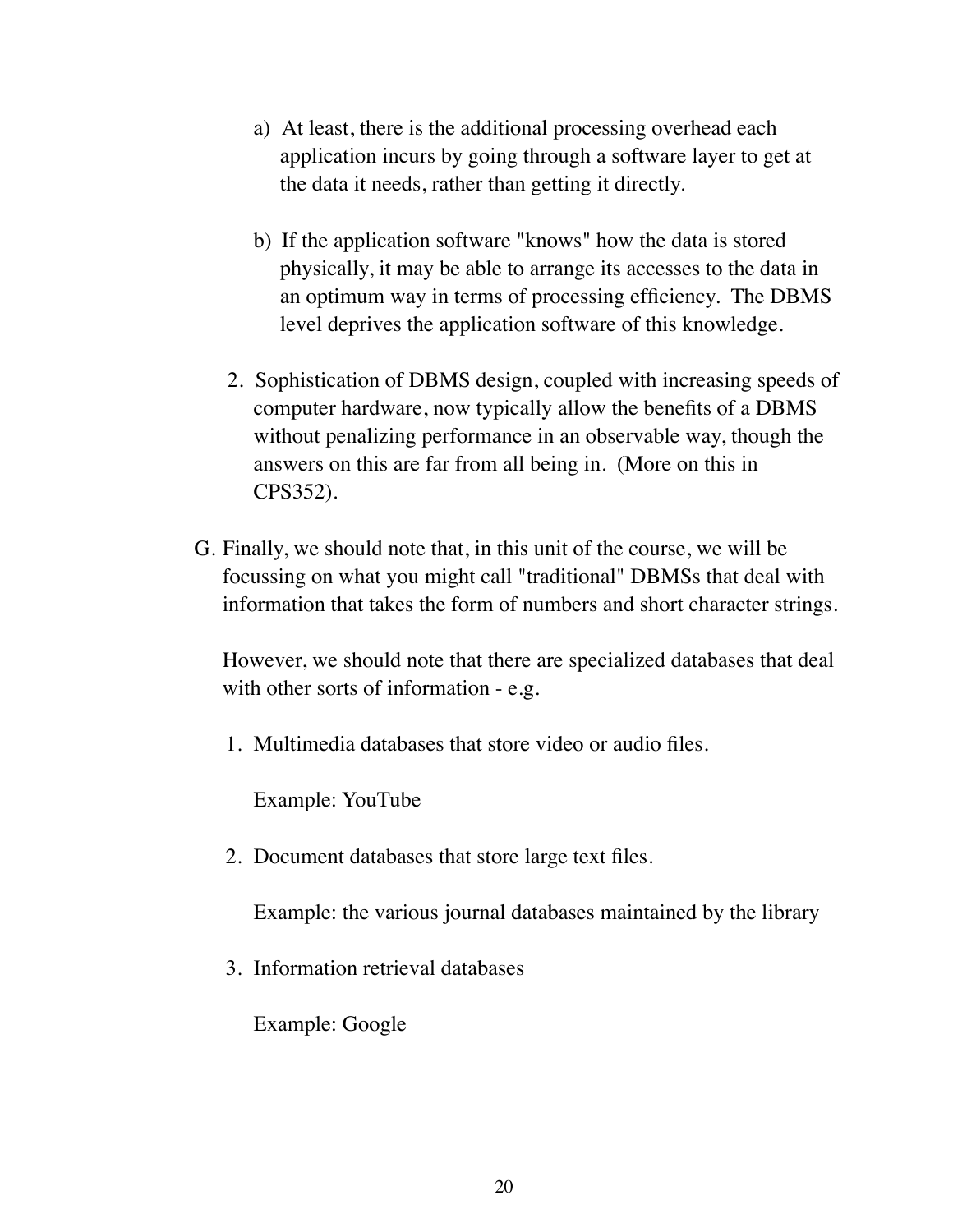a) At least, there is the additional processing overhead each application incurs by going through a software layer to get at the data it needs, rather than getting it directly.

b) If the application software "knows" how the data is stored physically, it may be able to arrange its accesses to the data in an optimum way in terms of processing efficiency. The DBMS level deprives the application software of this knowledge.

2. Sophistication of DBMS design, coupled with increasing speeds of computer hardware, now typically allow the benefits of a DBMS without penalizing performance in an observable way, though the answers on this are far from all being in. (More on this in CPS352).

G. Finally, we should note that, in this unit of the course, we will be focussing on what you might call "traditional" DBMSs that deal with information that takes the form of numbers and short character strings.

However, we should note that there are specialized databases that deal with other sorts of information - e.g.

1. Multimedia databases that store video or audio files.

   Example: YouTube

2. Document databases that store large text files.

   Example: the various journal databases maintained by the library

3. Information retrieval databases

   Example: Google